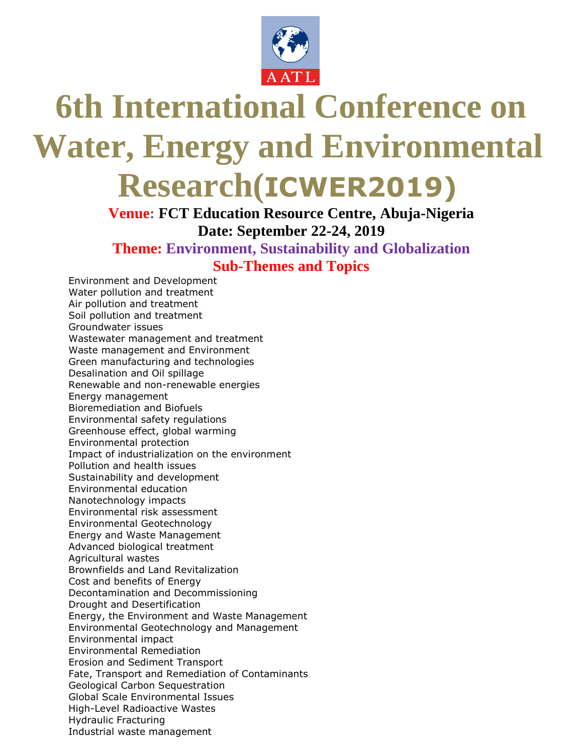AATL

# 6th International Conference on Water, Energy and Environmental Research(ICWER2019)

**Venue: FCT Education Resource Centre, Abuja-Nigeria**

**Date: September 22-24, 2019**

**Theme: Environment, Sustainability and Globalization**

## Sub-Themes and Topics

Environment and Development
Water pollution and treatment
Air pollution and treatment
Soil pollution and treatment
Groundwater issues
Wastewater management and treatment
Waste management and Environment
Green manufacturing and technologies
Desalination and Oil spillage
Renewable and non-renewable energies
Energy management
Bioremediation and Biofuels
Environmental safety regulations
Greenhouse effect, global warming
Environmental protection
Impact of industrialization on the environment
Pollution and health issues
Sustainability and development
Environmental education
Nanotechnology impacts
Environmental risk assessment
Environmental Geotechnology
Energy and Waste Management
Advanced biological treatment
Agricultural wastes
Brownfields and Land Revitalization
Cost and benefits of Energy
Decontamination and Decommissioning
Drought and Desertification
Energy, the Environment and Waste Management
Environmental Geotechnology and Management
Environmental impact
Environmental Remediation
Erosion and Sediment Transport
Fate, Transport and Remediation of Contaminants
Geological Carbon Sequestration
Global Scale Environmental Issues
High-Level Radioactive Wastes
Hydraulic Fracturing
Industrial waste management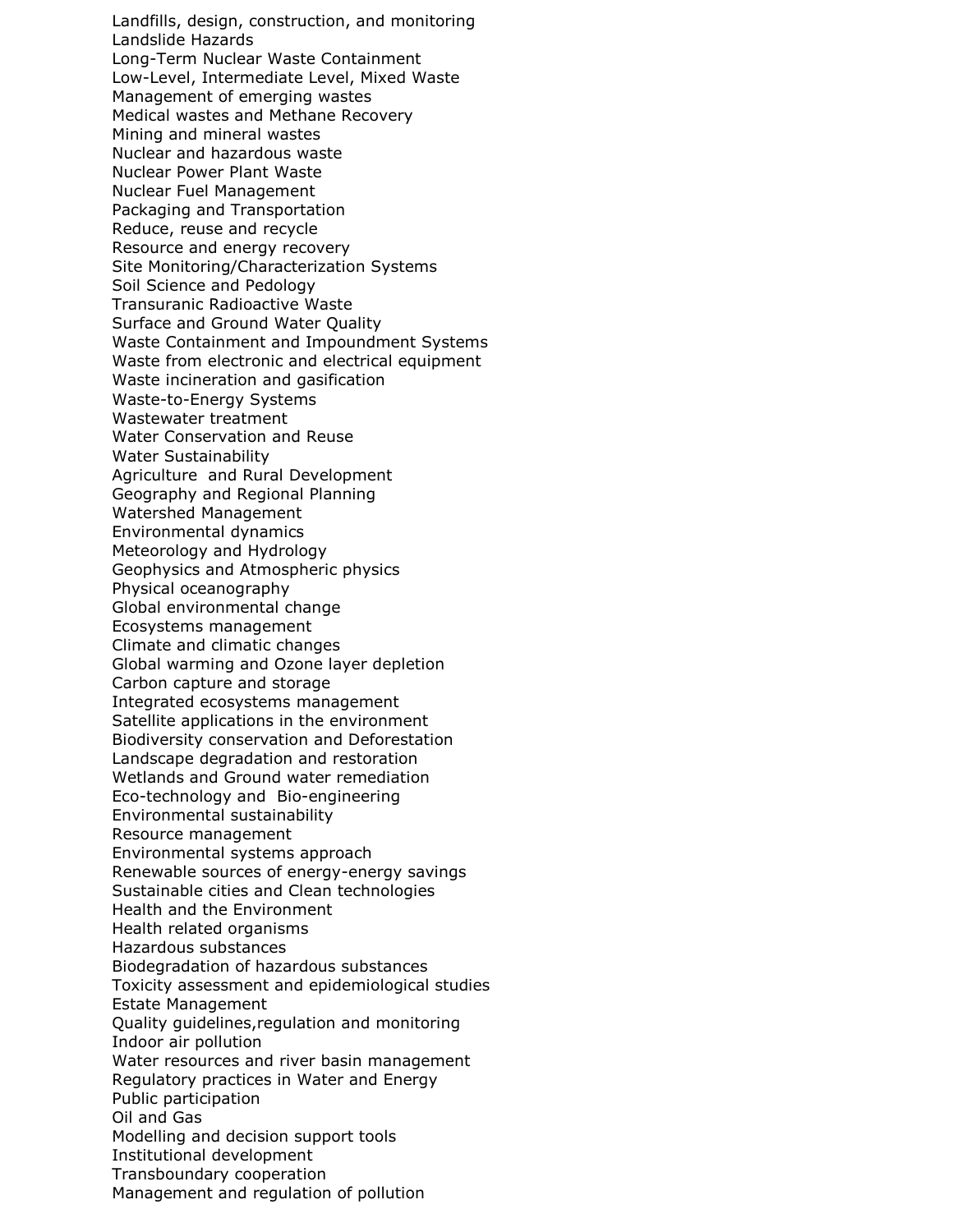Landfills, design, construction, and monitoring
Landslide Hazards
Long-Term Nuclear Waste Containment
Low-Level, Intermediate Level, Mixed Waste
Management of emerging wastes
Medical wastes and Methane Recovery
Mining and mineral wastes
Nuclear and hazardous waste
Nuclear Power Plant Waste
Nuclear Fuel Management
Packaging and Transportation
Reduce, reuse and recycle
Resource and energy recovery
Site Monitoring/Characterization Systems
Soil Science and Pedology
Transuranic Radioactive Waste
Surface and Ground Water Quality
Waste Containment and Impoundment Systems
Waste from electronic and electrical equipment
Waste incineration and gasification
Waste-to-Energy Systems
Wastewater treatment
Water Conservation and Reuse
Water Sustainability
Agriculture and Rural Development
Geography and Regional Planning
Watershed Management
Environmental dynamics
Meteorology and Hydrology
Geophysics and Atmospheric physics
Physical oceanography
Global environmental change
Ecosystems management
Climate and climatic changes
Global warming and Ozone layer depletion
Carbon capture and storage
Integrated ecosystems management
Satellite applications in the environment
Biodiversity conservation and Deforestation
Landscape degradation and restoration
Wetlands and Ground water remediation
Eco-technology and Bio-engineering
Environmental sustainability
Resource management
Environmental systems approach
Renewable sources of energy-energy savings
Sustainable cities and Clean technologies
Health and the Environment
Health related organisms
Hazardous substances
Biodegradation of hazardous substances
Toxicity assessment and epidemiological studies
Estate Management
Quality guidelines,regulation and monitoring
Indoor air pollution
Water resources and river basin management
Regulatory practices in Water and Energy
Public participation
Oil and Gas
Modelling and decision support tools
Institutional development
Transboundary cooperation
Management and regulation of pollution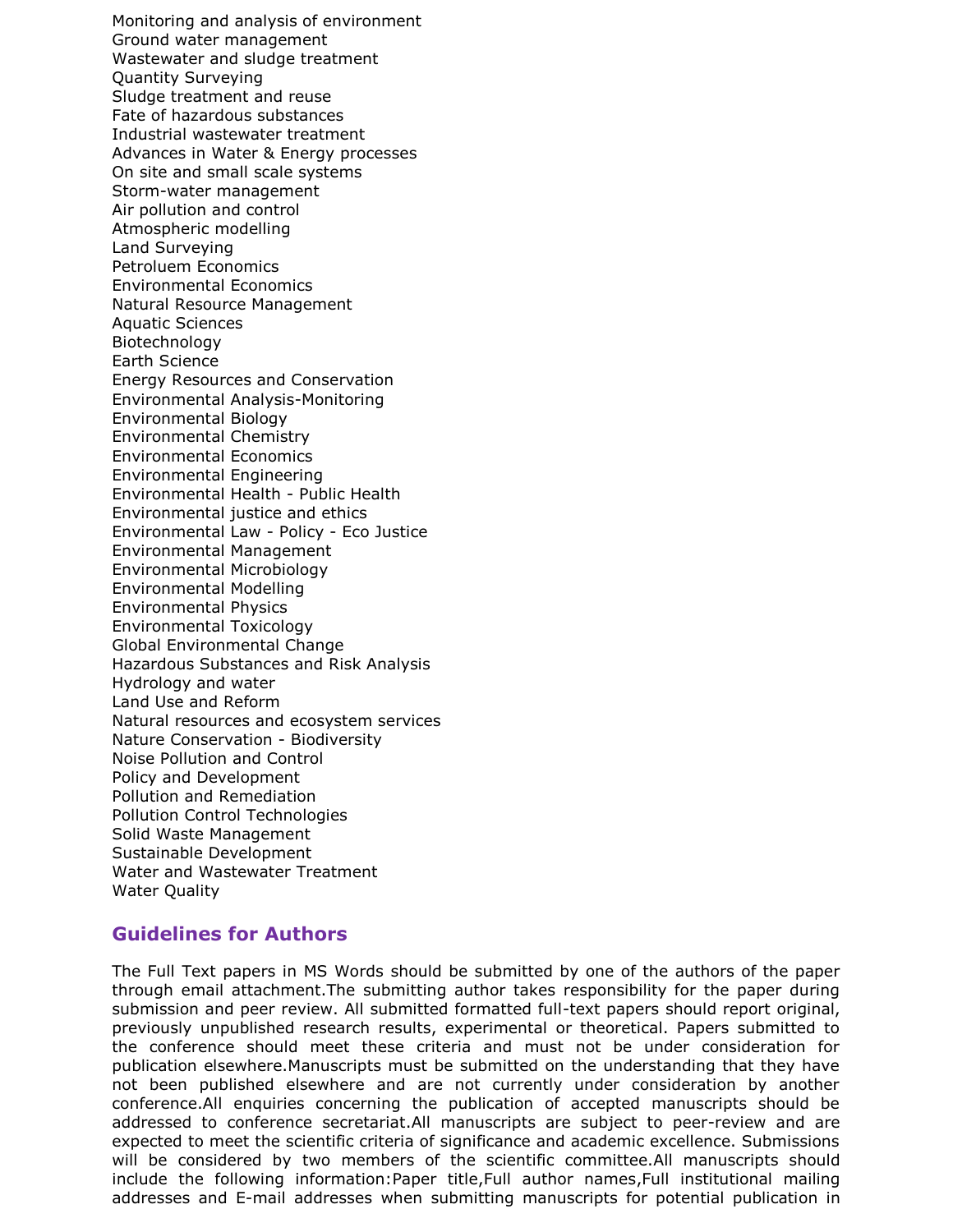Monitoring and analysis of environment
Ground water management
Wastewater and sludge treatment
Quantity Surveying
Sludge treatment and reuse
Fate of hazardous substances
Industrial wastewater treatment
Advances in Water & Energy processes
On site and small scale systems
Storm-water management
Air pollution and control
Atmospheric modelling
Land Surveying
Petroluem Economics
Environmental Economics
Natural Resource Management
Aquatic Sciences
Biotechnology
Earth Science
Energy Resources and Conservation
Environmental Analysis-Monitoring
Environmental Biology
Environmental Chemistry
Environmental Economics
Environmental Engineering
Environmental Health - Public Health
Environmental justice and ethics
Environmental Law - Policy - Eco Justice
Environmental Management
Environmental Microbiology
Environmental Modelling
Environmental Physics
Environmental Toxicology
Global Environmental Change
Hazardous Substances and Risk Analysis
Hydrology and water
Land Use and Reform
Natural resources and ecosystem services
Nature Conservation - Biodiversity
Noise Pollution and Control
Policy and Development
Pollution and Remediation
Pollution Control Technologies
Solid Waste Management
Sustainable Development
Water and Wastewater Treatment
Water Quality

## Guidelines for Authors

The Full Text papers in MS Words should be submitted by one of the authors of the paper through email attachment.The submitting author takes responsibility for the paper during submission and peer review. All submitted formatted full-text papers should report original, previously unpublished research results, experimental or theoretical. Papers submitted to the conference should meet these criteria and must not be under consideration for publication elsewhere.Manuscripts must be submitted on the understanding that they have not been published elsewhere and are not currently under consideration by another conference.All enquiries concerning the publication of accepted manuscripts should be addressed to conference secretariat.All manuscripts are subject to peer-review and are expected to meet the scientific criteria of significance and academic excellence. Submissions will be considered by two members of the scientific committee.All manuscripts should include the following information:Paper title,Full author names,Full institutional mailing addresses and E-mail addresses when submitting manuscripts for potential publication in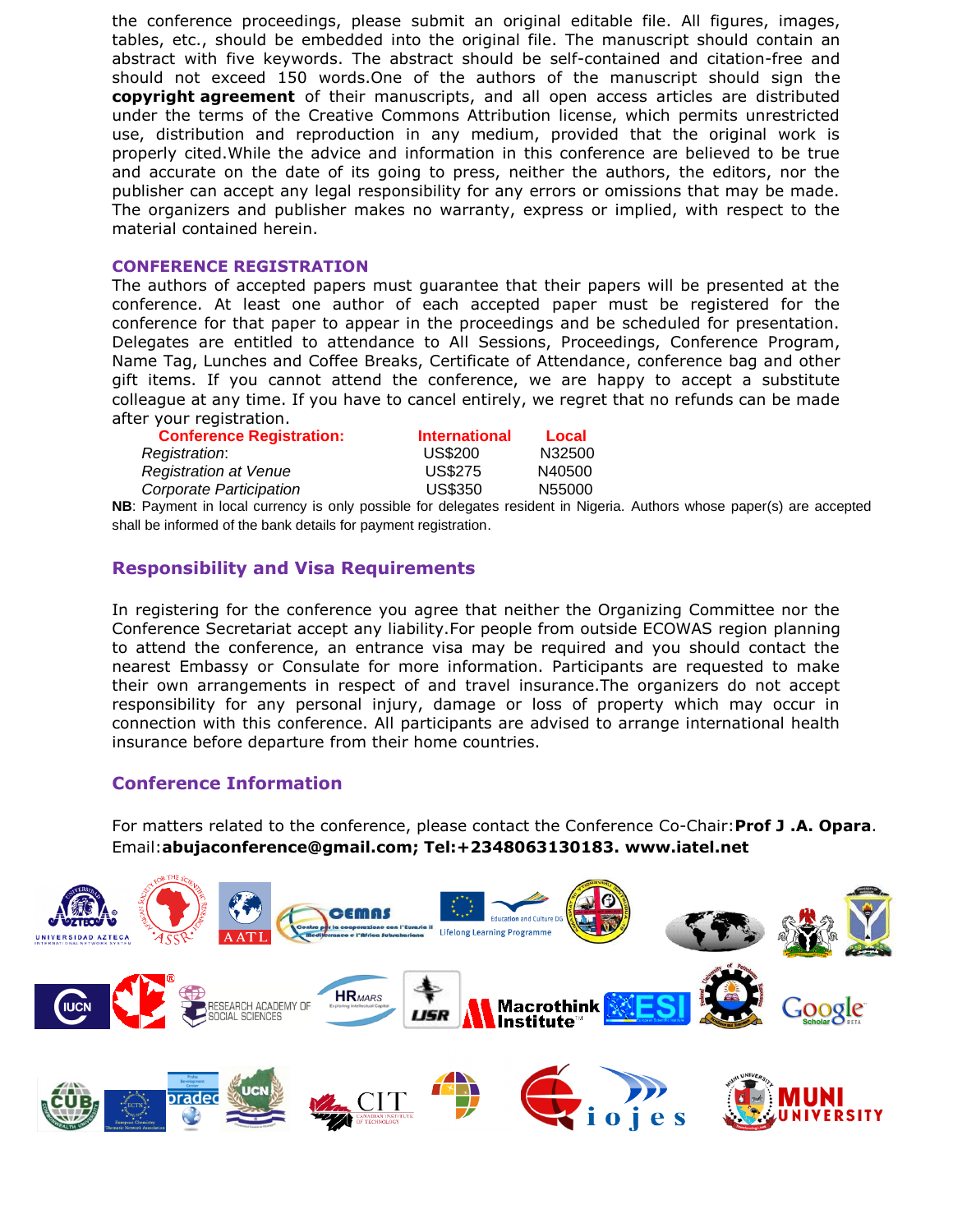the conference proceedings, please submit an original editable file. All figures, images, tables, etc., should be embedded into the original file. The manuscript should contain an abstract with five keywords. The abstract should be self-contained and citation-free and should not exceed 150 words.One of the authors of the manuscript should sign the **copyright agreement** of their manuscripts, and all open access articles are distributed under the terms of the Creative Commons Attribution license, which permits unrestricted use, distribution and reproduction in any medium, provided that the original work is properly cited.While the advice and information in this conference are believed to be true and accurate on the date of its going to press, neither the authors, the editors, nor the publisher can accept any legal responsibility for any errors or omissions that may be made. The organizers and publisher makes no warranty, express or implied, with respect to the material contained herein.

## CONFERENCE REGISTRATION

The authors of accepted papers must guarantee that their papers will be presented at the conference. At least one author of each accepted paper must be registered for the conference for that paper to appear in the proceedings and be scheduled for presentation. Delegates are entitled to attendance to All Sessions, Proceedings, Conference Program, Name Tag, Lunches and Coffee Breaks, Certificate of Attendance, conference bag and other gift items. If you cannot attend the conference, we are happy to accept a substitute colleague at any time. If you have to cancel entirely, we regret that no refunds can be made after your registration.

| Conference Registration: | International | Local |
|---|---|---|
| *Registration*: | US$200 | N32500 |
| *Registration at Venue* | US$275 | N40500 |
| *Corporate Participation* | US$350 | N55000 |

**NB**: Payment in local currency is only possible for delegates resident in Nigeria. Authors whose paper(s) are accepted shall be informed of the bank details for payment registration.

## Responsibility and Visa Requirements

In registering for the conference you agree that neither the Organizing Committee nor the Conference Secretariat accept any liability.For people from outside ECOWAS region planning to attend the conference, an entrance visa may be required and you should contact the nearest Embassy or Consulate for more information. Participants are requested to make their own arrangements in respect of and travel insurance.The organizers do not accept responsibility for any personal injury, damage or loss of property which may occur in connection with this conference. All participants are advised to arrange international health insurance before departure from their home countries.

## Conference Information

For matters related to the conference, please contact the Conference Co-Chair:**Prof J .A. Opara**. Email:**abujaconference@gmail.com; Tel:+2348063130183. www.iatel.net**